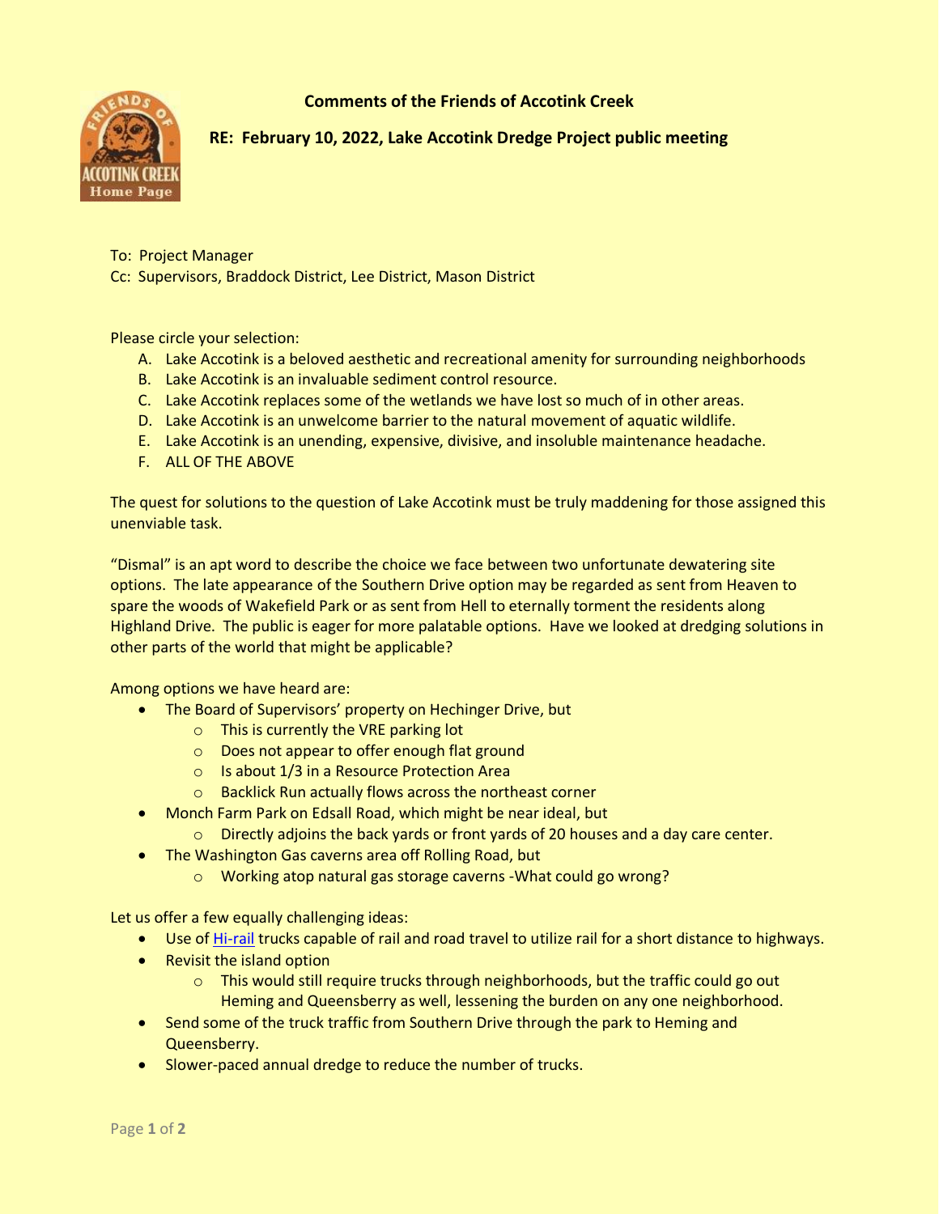**Comments of the Friends of Accotink Creek**

**RE: February 10, 2022, Lake Accotink Dredge Project public meeting**

To: Project Manager
Cc: Supervisors, Braddock District, Lee District, Mason District

Please circle your selection:

A. Lake Accotink is a beloved aesthetic and recreational amenity for surrounding neighborhoods
B. Lake Accotink is an invaluable sediment control resource.
C. Lake Accotink replaces some of the wetlands we have lost so much of in other areas.
D. Lake Accotink is an unwelcome barrier to the natural movement of aquatic wildlife.
E. Lake Accotink is an unending, expensive, divisive, and insoluble maintenance headache.
F. ALL OF THE ABOVE

The quest for solutions to the question of Lake Accotink must be truly maddening for those assigned this unenviable task.

"Dismal" is an apt word to describe the choice we face between two unfortunate dewatering site options. The late appearance of the Southern Drive option may be regarded as sent from Heaven to spare the woods of Wakefield Park or as sent from Hell to eternally torment the residents along Highland Drive. The public is eager for more palatable options. Have we looked at dredging solutions in other parts of the world that might be applicable?

Among options we have heard are:

- The Board of Supervisors' property on Hechinger Drive, but
  - This is currently the VRE parking lot
  - Does not appear to offer enough flat ground
  - Is about 1/3 in a Resource Protection Area
  - Backlick Run actually flows across the northeast corner
- Monch Farm Park on Edsall Road, which might be near ideal, but
  - Directly adjoins the back yards or front yards of 20 houses and a day care center.
- The Washington Gas caverns area off Rolling Road, but
  - Working atop natural gas storage caverns -What could go wrong?

Let us offer a few equally challenging ideas:

- Use of Hi-rail trucks capable of rail and road travel to utilize rail for a short distance to highways.
- Revisit the island option
  - This would still require trucks through neighborhoods, but the traffic could go out Heming and Queensberry as well, lessening the burden on any one neighborhood.
- Send some of the truck traffic from Southern Drive through the park to Heming and Queensberry.
- Slower-paced annual dredge to reduce the number of trucks.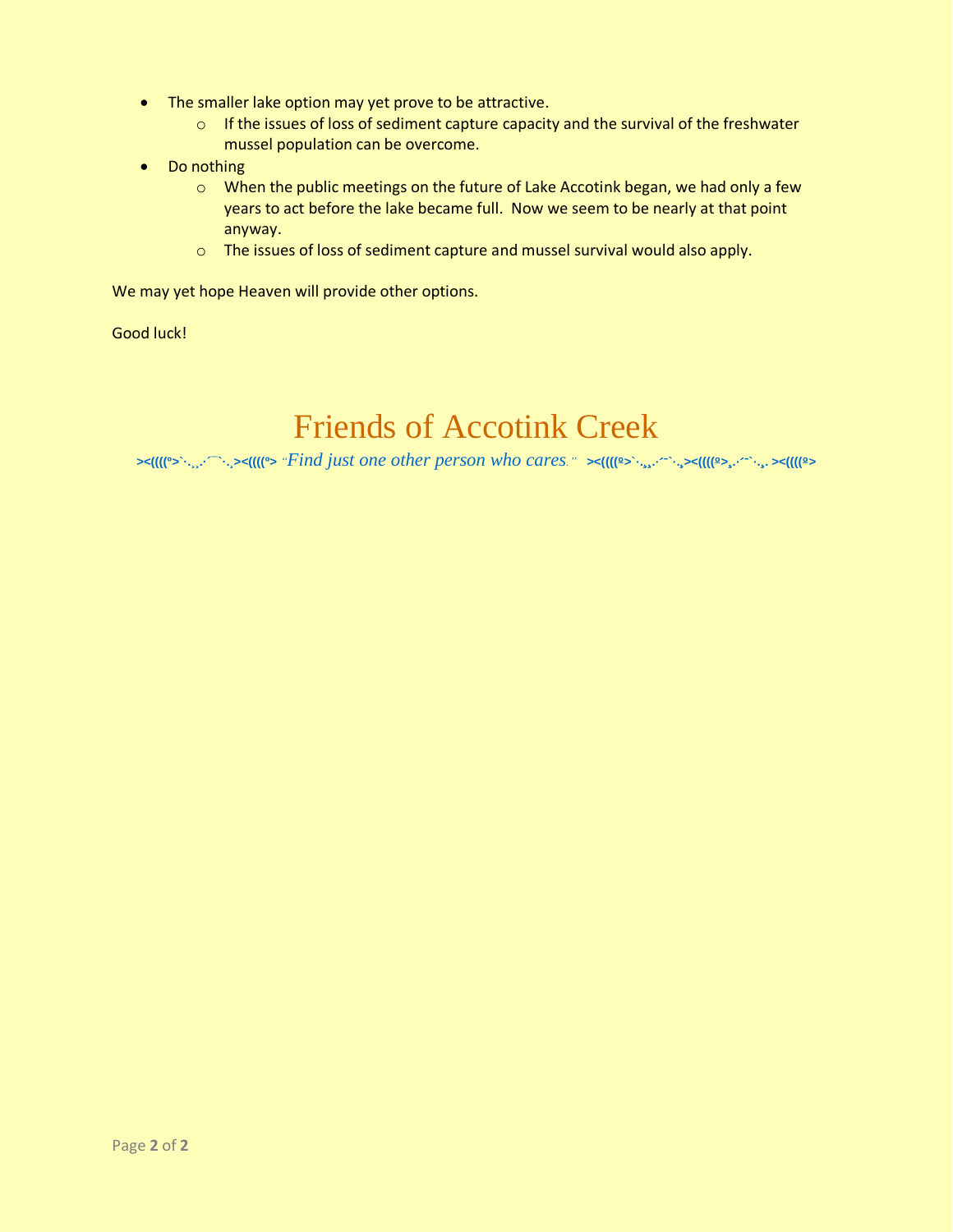- The smaller lake option may yet prove to be attractive.
    - If the issues of loss of sediment capture capacity and the survival of the freshwater mussel population can be overcome.
- Do nothing
    - When the public meetings on the future of Lake Accotink began, we had only a few years to act before the lake became full. Now we seem to be nearly at that point anyway.
    - The issues of loss of sediment capture and mussel survival would also apply.

We may yet hope Heaven will provide other options.

Good luck!

# Friends of Accotink Creek

><((((º>`·.¸¸.·´¯`·.¸><((((º> *"Find just one other person who cares."* ><((((º>`·.¸¸.·´¯`·.¸><((((º>¸.·´¯`·.¸. ><((((º>